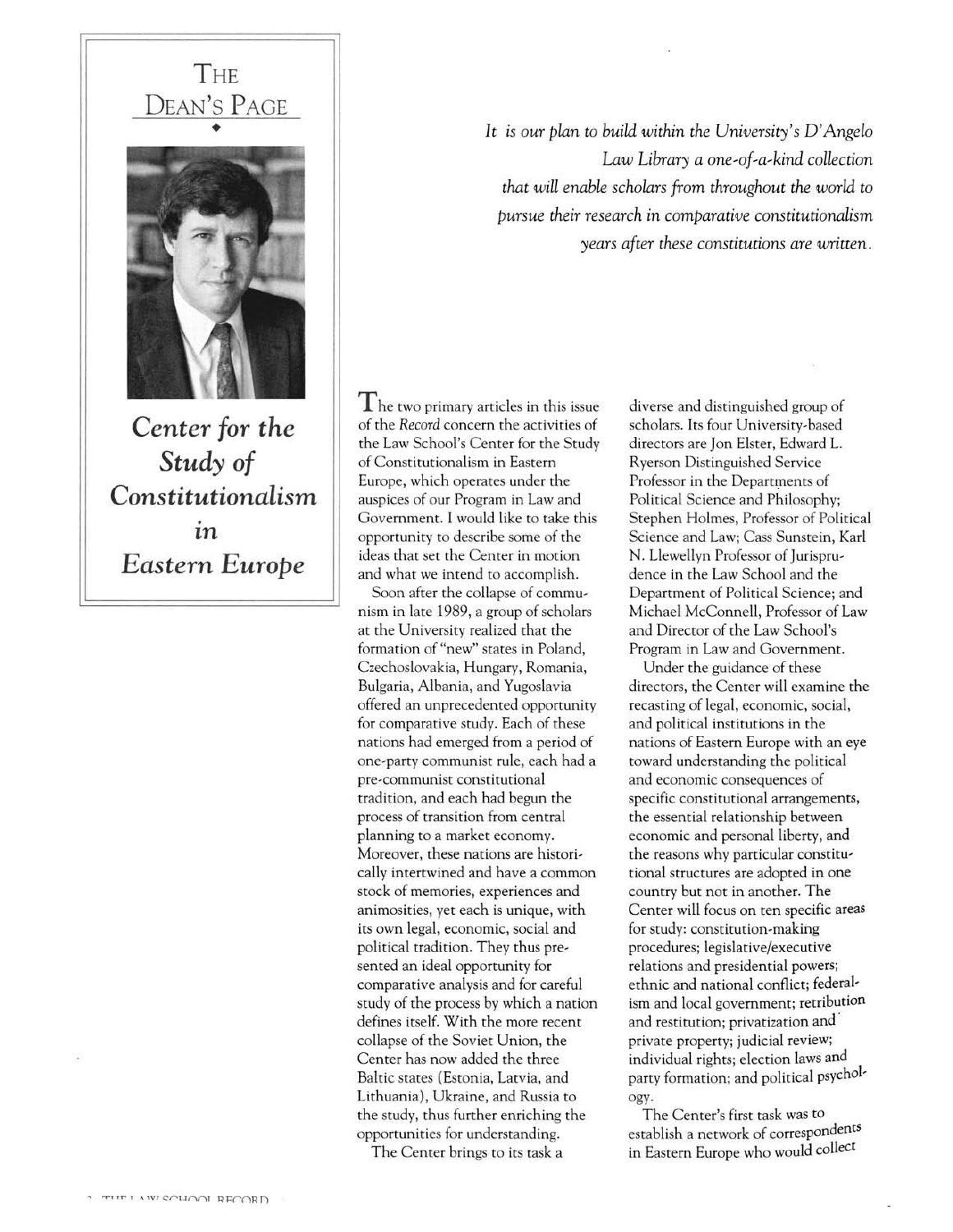# The Dean's Page

## *Center for the Study of Constitutionalism in Eastern Europe*

*It is our plan to build within the University's D'Angelo Law Library a one-of-a-kind collection that will enable scholars from throughout the world to pursue their research in comparative constitutionalism years after these constitutions are written.*

The two primary articles in this issue of the *Record* concern the activities of the Law School's Center for the Study of Constitutionalism in Eastern Europe, which operates under the auspices of our Program in Law and Government. I would like to take this opportunity to describe some of the ideas that set the Center in motion and what we intend to accomplish.

Soon after the collapse of communism in late 1989, a group of scholars at the University realized that the formation of "new" states in Poland, Czechoslovakia, Hungary, Romania, Bulgaria, Albania, and Yugoslavia offered an unprecedented opportunity for comparative study. Each of these nations had emerged from a period of one-party communist rule, each had a pre-communist constitutional tradition, and each had begun the process of transition from central planning to a market economy. Moreover, these nations are historically intertwined and have a common stock of memories, experiences and animosities, yet each is unique, with its own legal, economic, social and political tradition. They thus presented an ideal opportunity for comparative analysis and for careful study of the process by which a nation defines itself. With the more recent collapse of the Soviet Union, the Center has now added the three Baltic states (Estonia, Latvia, and Lithuania), Ukraine, and Russia to the study, thus further enriching the opportunities for understanding.

The Center brings to its task a diverse and distinguished group of scholars. Its four University-based directors are Jon Elster, Edward L. Ryerson Distinguished Service Professor in the Departments of Political Science and Philosophy; Stephen Holmes, Professor of Political Science and Law; Cass Sunstein, Karl N. Llewellyn Professor of Jurisprudence in the Law School and the Department of Political Science; and Michael McConnell, Professor of Law and Director of the Law School's Program in Law and Government.

Under the guidance of these directors, the Center will examine the recasting of legal, economic, social, and political institutions in the nations of Eastern Europe with an eye toward understanding the political and economic consequences of specific constitutional arrangements, the essential relationship between economic and personal liberty, and the reasons why particular constitutional structures are adopted in one country but not in another. The Center will focus on ten specific areas for study: constitution-making procedures; legislative/executive relations and presidential powers; ethnic and national conflict; federalism and local government; retribution and restitution; privatization and private property; judicial review; individual rights; election laws and party formation; and political psychology.

The Center's first task was to establish a network of correspondents in Eastern Europe who would collect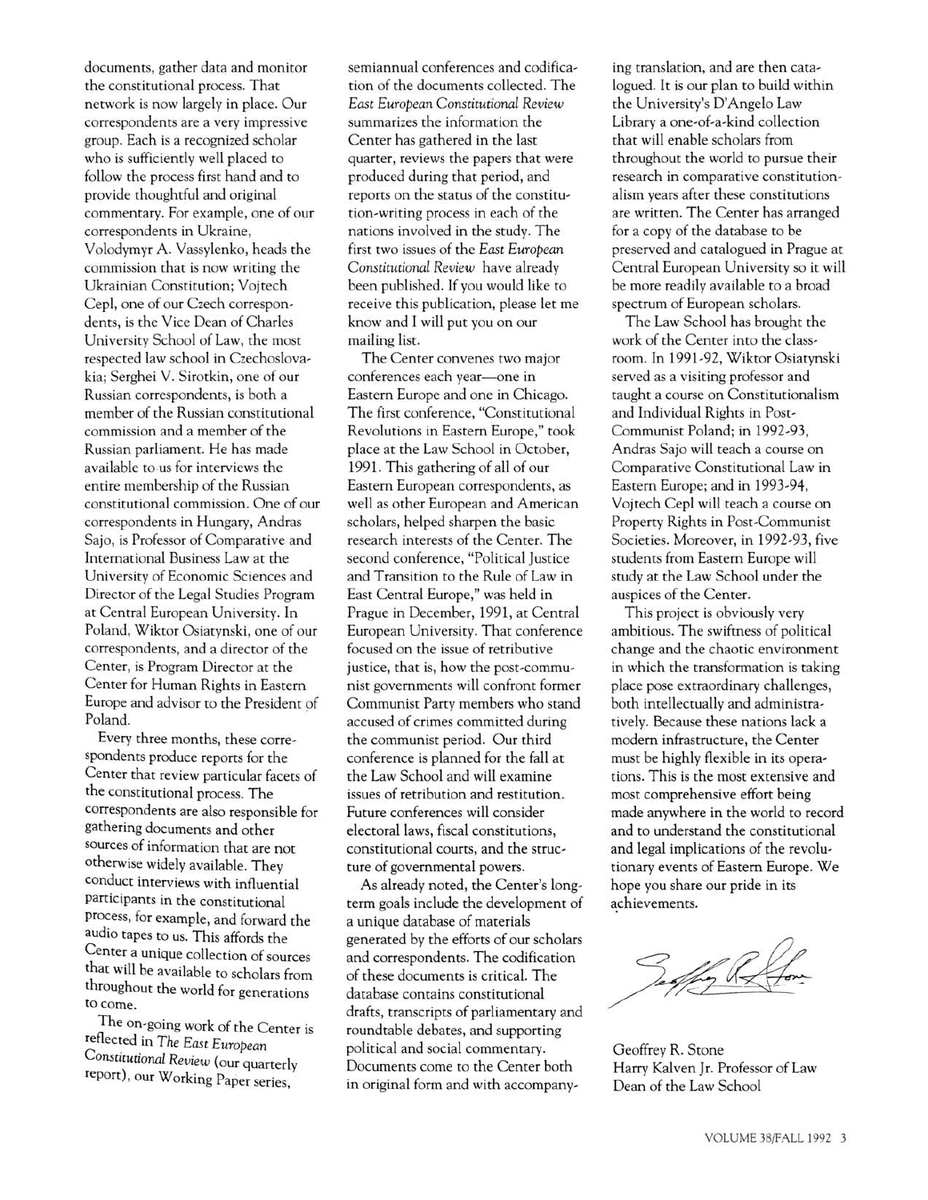documents, gather data and monitor the constitutional process. That network is now largely in place. Our correspondents are a very impressive group. Each is a recognized scholar who is sufficiently well placed to follow the process first hand and to provide thoughtful and original commentary. For example, one of our correspondents in Ukraine, Volodymyr A. Vassylenko, heads the commission that is now writing the Ukrainian Constitution; Vojtech Cepl, one of our Czech correspondents, is the Vice Dean of Charles University School of Law, the most respected law school in Czechoslovakia; Serghei V. Sirotkin, one of our Russian correspondents, is both a member of the Russian constitutional commission and a member of the Russian parliament. He has made available to us for interviews the entire membership of the Russian constitutional commission. One of our correspondents in Hungary, Andras Sajo, is Professor of Comparative and International Business Law at the University of Economic Sciences and Director of the Legal Studies Program at Central European University. In Poland, Wiktor Osiatynski, one of our correspondents, and a director of the Center, is Program Director at the Center for Human Rights in Eastern Europe and advisor to the President of Poland.

Every three months, these correspondents produce reports for the Center that review particular facets of the constitutional process. The correspondents are also responsible for gathering documents and other sources of information that are not otherwise widely available. They conduct interviews with influential participants in the constitutional process, for example, and forward the audio tapes to us. This affords the Center a unique collection of sources that will be available to scholars from throughout the world for generations to come.

The on-going work of the Center is reflected in *The East European Constitutional Review* (our quarterly report), our Working Paper series, semiannual conferences and codification of the documents collected. The *East European Constitutional Review* summarizes the information the Center has gathered in the last quarter, reviews the papers that were produced during that period, and reports on the status of the constitution-writing process in each of the nations involved in the study. The first two issues of the *East European Constitutional Review* have already been published. If you would like to receive this publication, please let me know and I will put you on our mailing list.

The Center convenes two major conferences each year—one in Eastern Europe and one in Chicago. The first conference, "Constitutional Revolutions in Eastern Europe," took place at the Law School in October, 1991. This gathering of all of our Eastern European correspondents, as well as other European and American scholars, helped sharpen the basic research interests of the Center. The second conference, "Political Justice and Transition to the Rule of Law in East Central Europe," was held in Prague in December, 1991, at Central European University. That conference focused on the issue of retributive justice, that is, how the post-communist governments will confront former Communist Party members who stand accused of crimes committed during the communist period. Our third conference is planned for the fall at the Law School and will examine issues of retribution and restitution. Future conferences will consider electoral laws, fiscal constitutions, constitutional courts, and the structure of governmental powers.

As already noted, the Center's long-term goals include the development of a unique database of materials generated by the efforts of our scholars and correspondents. The codification of these documents is critical. The database contains constitutional drafts, transcripts of parliamentary and roundtable debates, and supporting political and social commentary. Documents come to the Center both in original form and with accompanying translation, and are then catalogued. It is our plan to build within the University's D'Angelo Law Library a one-of-a-kind collection that will enable scholars from throughout the world to pursue their research in comparative constitutionalism years after these constitutions are written. The Center has arranged for a copy of the database to be preserved and catalogued in Prague at Central European University so it will be more readily available to a broad spectrum of European scholars.

The Law School has brought the work of the Center into the classroom. In 1991-92, Wiktor Osiatynski served as a visiting professor and taught a course on Constitutionalism and Individual Rights in Post-Communist Poland; in 1992-93, Andras Sajo will teach a course on Comparative Constitutional Law in Eastern Europe; and in 1993-94, Vojtech Cepl will teach a course on Property Rights in Post-Communist Societies. Moreover, in 1992-93, five students from Eastern Europe will study at the Law School under the auspices of the Center.

This project is obviously very ambitious. The swiftness of political change and the chaotic environment in which the transformation is taking place pose extraordinary challenges, both intellectually and administratively. Because these nations lack a modern infrastructure, the Center must be highly flexible in its operations. This is the most extensive and most comprehensive effort being made anywhere in the world to record and to understand the constitutional and legal implications of the revolutionary events of Eastern Europe. We hope you share our pride in its achievements.

Geoffrey R. Stone
Harry Kalven Jr. Professor of Law
Dean of the Law School